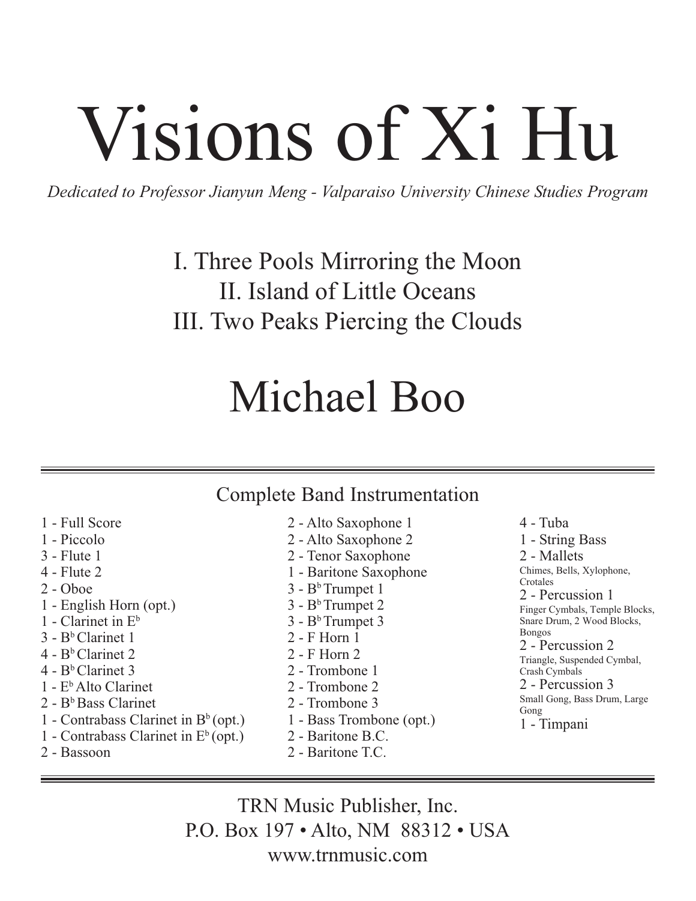# Visions of Xi Hu

*Dedicated to Professor Jianyun Meng - Valparaiso University Chinese Studies Program*

I. Three Pools Mirroring the Moon
II. Island of Little Oceans
III. Two Peaks Piercing the Clouds

## Michael Boo

### Complete Band Instrumentation

- 1 - Full Score
- 1 - Piccolo
- 3 - Flute 1
- 4 - Flute 2
- 2 - Oboe
- 1 - English Horn (opt.)
- 1 - Clarinet in E♭
- 3 - B♭ Clarinet 1
- 4 - B♭ Clarinet 2
- 4 - B♭ Clarinet 3
- 1 - E♭ Alto Clarinet
- 2 - B♭ Bass Clarinet
- 1 - Contrabass Clarinet in B♭ (opt.)
- 1 - Contrabass Clarinet in E♭ (opt.)
- 2 - Bassoon
- 2 - Alto Saxophone 1
- 2 - Alto Saxophone 2
- 2 - Tenor Saxophone
- 1 - Baritone Saxophone
- 3 - B♭ Trumpet 1
- 3 - B♭ Trumpet 2
- 3 - B♭ Trumpet 3
- 2 - F Horn 1
- 2 - F Horn 2
- 2 - Trombone 1
- 2 - Trombone 2
- 2 - Trombone 3
- 1 - Bass Trombone (opt.)
- 2 - Baritone B.C.
- 2 - Baritone T.C.
- 4 - Tuba
- 1 - String Bass
- 2 - Mallets
  Chimes, Bells, Xylophone, Crotales
- 2 - Percussion 1
  Finger Cymbals, Temple Blocks, Snare Drum, 2 Wood Blocks, Bongos
- 2 - Percussion 2
  Triangle, Suspended Cymbal, Crash Cymbals
- 2 - Percussion 3
  Small Gong, Bass Drum, Large Gong
- 1 - Timpani

TRN Music Publisher, Inc.
P.O. Box 197 • Alto, NM 88312 • USA
www.trnmusic.com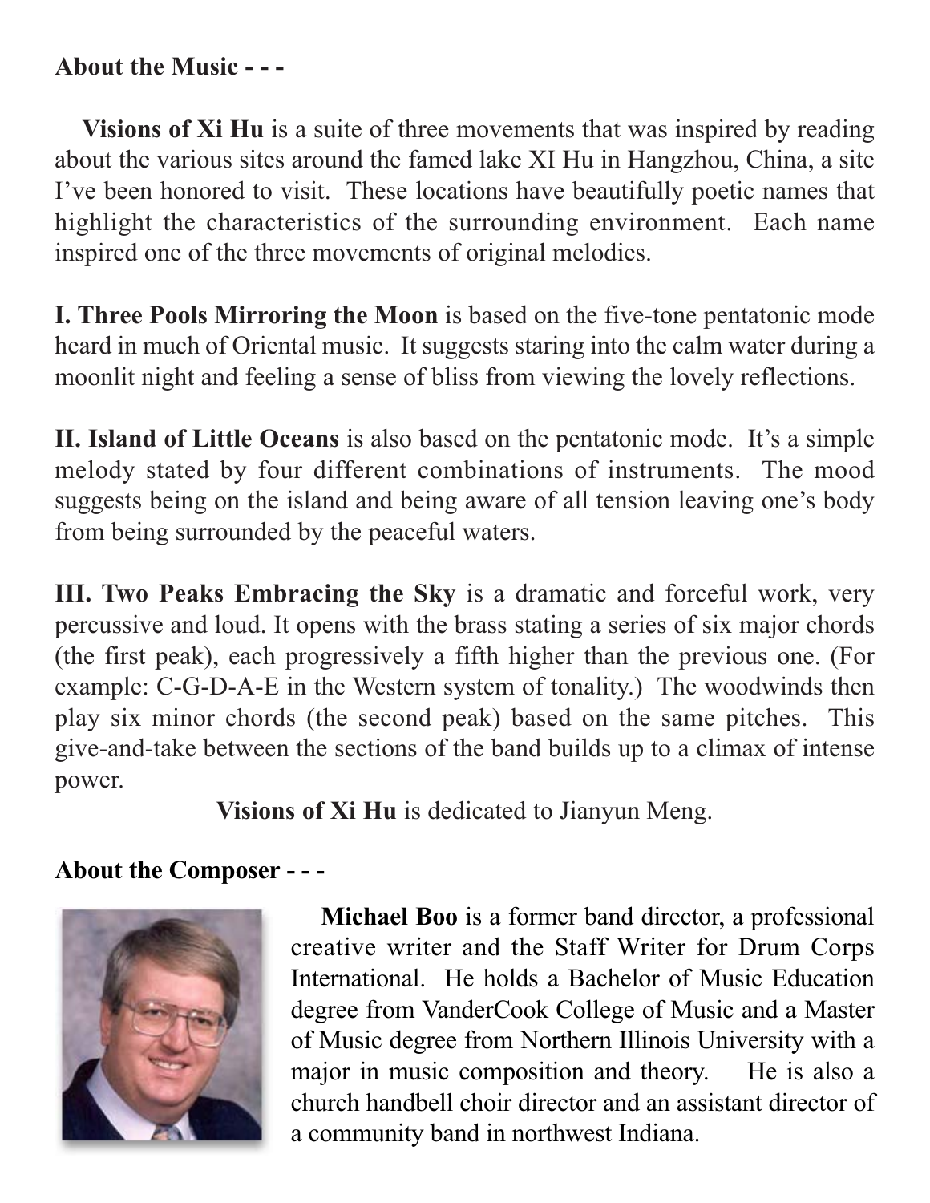**About the Music - - -**

**Visions of Xi Hu** is a suite of three movements that was inspired by reading about the various sites around the famed lake XI Hu in Hangzhou, China, a site I've been honored to visit. These locations have beautifully poetic names that highlight the characteristics of the surrounding environment. Each name inspired one of the three movements of original melodies.

**I. Three Pools Mirroring the Moon** is based on the five-tone pentatonic mode heard in much of Oriental music. It suggests staring into the calm water during a moonlit night and feeling a sense of bliss from viewing the lovely reflections.

**II. Island of Little Oceans** is also based on the pentatonic mode. It's a simple melody stated by four different combinations of instruments. The mood suggests being on the island and being aware of all tension leaving one's body from being surrounded by the peaceful waters.

**III. Two Peaks Embracing the Sky** is a dramatic and forceful work, very percussive and loud. It opens with the brass stating a series of six major chords (the first peak), each progressively a fifth higher than the previous one. (For example: C-G-D-A-E in the Western system of tonality.) The woodwinds then play six minor chords (the second peak) based on the same pitches. This give-and-take between the sections of the band builds up to a climax of intense power.

**Visions of Xi Hu** is dedicated to Jianyun Meng.

**About the Composer - - -**

**Michael Boo** is a former band director, a professional creative writer and the Staff Writer for Drum Corps International. He holds a Bachelor of Music Education degree from VanderCook College of Music and a Master of Music degree from Northern Illinois University with a major in music composition and theory. He is also a church handbell choir director and an assistant director of a community band in northwest Indiana.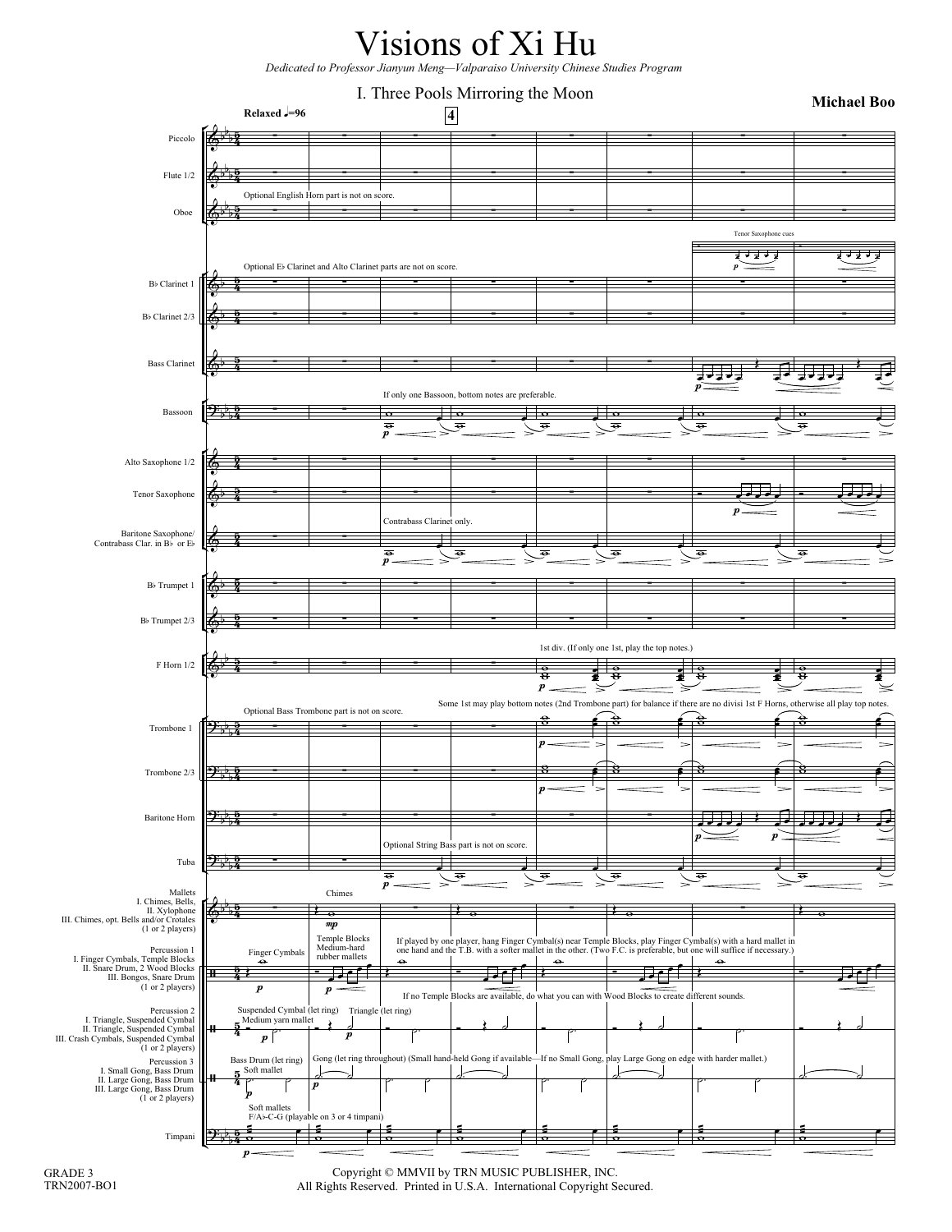# Visions of Xi Hu

*Dedicated to Professor Jianyun Meng—Valparaiso University Chinese Studies Program*

## I. Three Pools Mirroring the Moon

**Michael Boo**

**Relaxed ♩=96**

Piccolo

Flute 1/2

Oboe — Optional English Horn part is not on score.

Tenor Saxophone cues

B♭ Clarinet 1 — Optional E♭ Clarinet and Alto Clarinet parts are not on score.

B♭ Clarinet 2/3

Bass Clarinet

Bassoon — If only one Bassoon, bottom notes are preferable.

Alto Saxophone 1/2

Tenor Saxophone

Baritone Saxophone/ Contrabass Clar. in B♭ or E♭ — Contrabass Clarinet only.

B♭ Trumpet 1

B♭ Trumpet 2/3

F Horn 1/2 — 1st div. (If only one 1st, play the top notes.)

Trombone 1 — Optional Bass Trombone part is not on score. Some 1st may play bottom notes (2nd Trombone part) for balance if there are no divisi 1st F Horns, otherwise all play top notes.

Trombone 2/3

Baritone Horn

Tuba — Optional String Bass part is not on score.

Mallets
I. Chimes, Bells,
II. Xylophone
III. Chimes, opt. Bells and/or Crotales
(1 or 2 players)
— Chimes

Percussion 1
I. Finger Cymbals, Temple Blocks
II. Snare Drum, 2 Wood Blocks
III. Bongos, Snare Drum
(1 or 2 players)
— Finger Cymbals; Temple Blocks Medium-hard rubber mallets

If played by one player, hang Finger Cymbal(s) near Temple Blocks, play Finger Cymbal(s) with a hard mallet in one hand and the T.B. with a softer mallet in the other. (Two F.C. is preferable, but one will suffice if necessary.)

If no Temple Blocks are available, do what you can with Wood Blocks to create different sounds.

Percussion 2
I. Triangle, Suspended Cymbal
II. Triangle, Suspended Cymbal
III. Crash Cymbals, Suspended Cymbal
(1 or 2 players)
— Suspended Cymbal (let ring) Medium yarn mallet; Triangle (let ring)

Percussion 3
I. Small Gong, Bass Drum
II. Large Gong, Bass Drum
III. Large Gong, Bass Drum
(1 or 2 players)
— Bass Drum (let ring) Soft mallet; Gong (let ring throughout) (Small hand-held Gong if available—If no Small Gong, play Large Gong on edge with harder mallet.)

Timpani — Soft mallets F/A♭-C-G (playable on 3 or 4 timpani)

GRADE 3
TRN2007-BO1

Copyright © MMVII by TRN MUSIC PUBLISHER, INC.
All Rights Reserved. Printed in U.S.A. International Copyright Secured.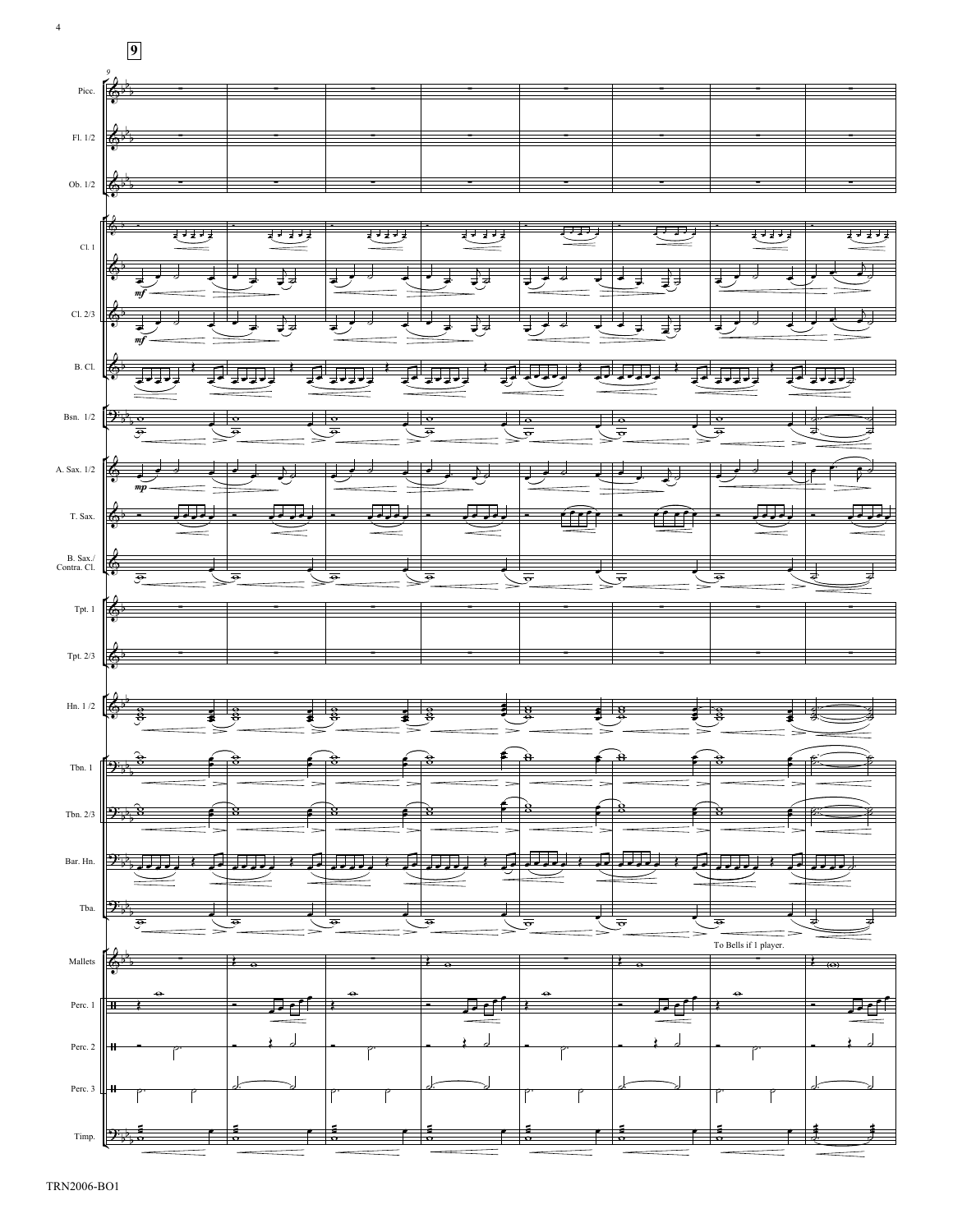**9**

Picc.

Fl. 1/2

Ob. 1/2

Cl. 1

*mf*

Cl. 2/3

*mf*

B. Cl.

Bsn. 1/2

A. Sax. 1/2

*mp*

T. Sax.

B. Sax./ Contra. Cl.

Tpt. 1

Tpt. 2/3

Hn. 1 /2

Tbn. 1

Tbn. 2/3

Bar. Hn.

Tba.

To Bells if 1 player.

Mallets

Perc. 1

Perc. 2

Perc. 3

Timp.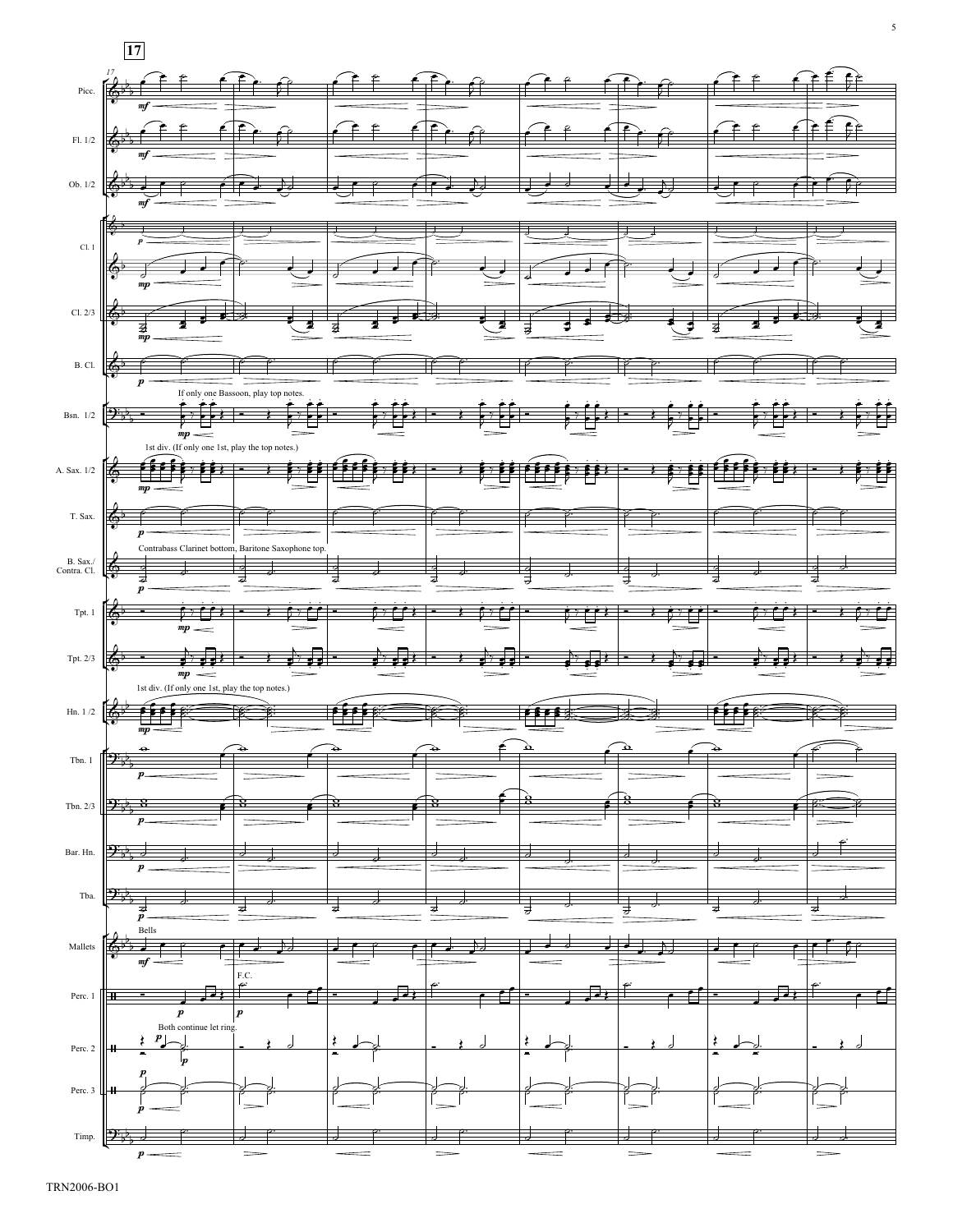**17**

If only one Bassoon, play top notes.

1st div. (If only one 1st, play the top notes.)

Contrabass Clarinet bottom, Baritone Saxophone top.

1st div. (If only one 1st, play the top notes.)

Bells

F.C.

Both continue let ring.